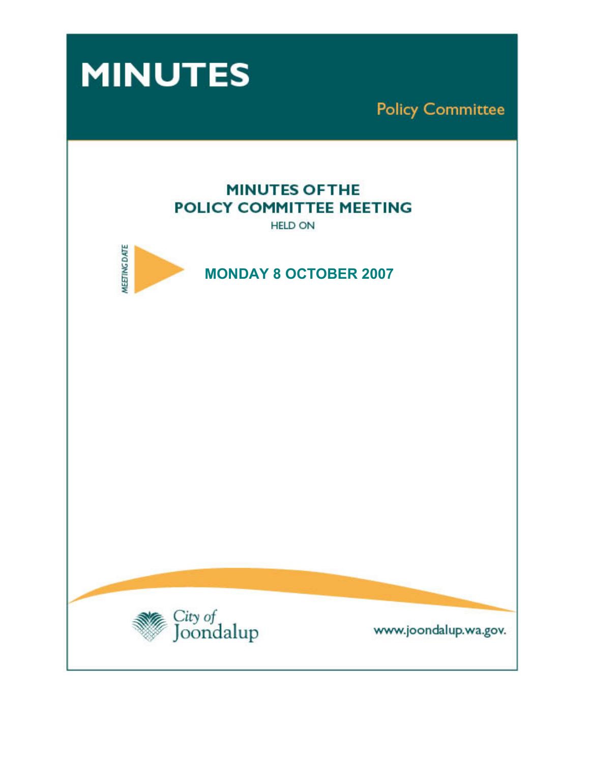# MINUTES

## Policy Committee

### MINUTES OF THE POLICY COMMITTEE MEETING

HELD ON

MEETING DATE

**MONDAY 8 OCTOBER 2007**

City of Joondalup

www.joondalup.wa.gov.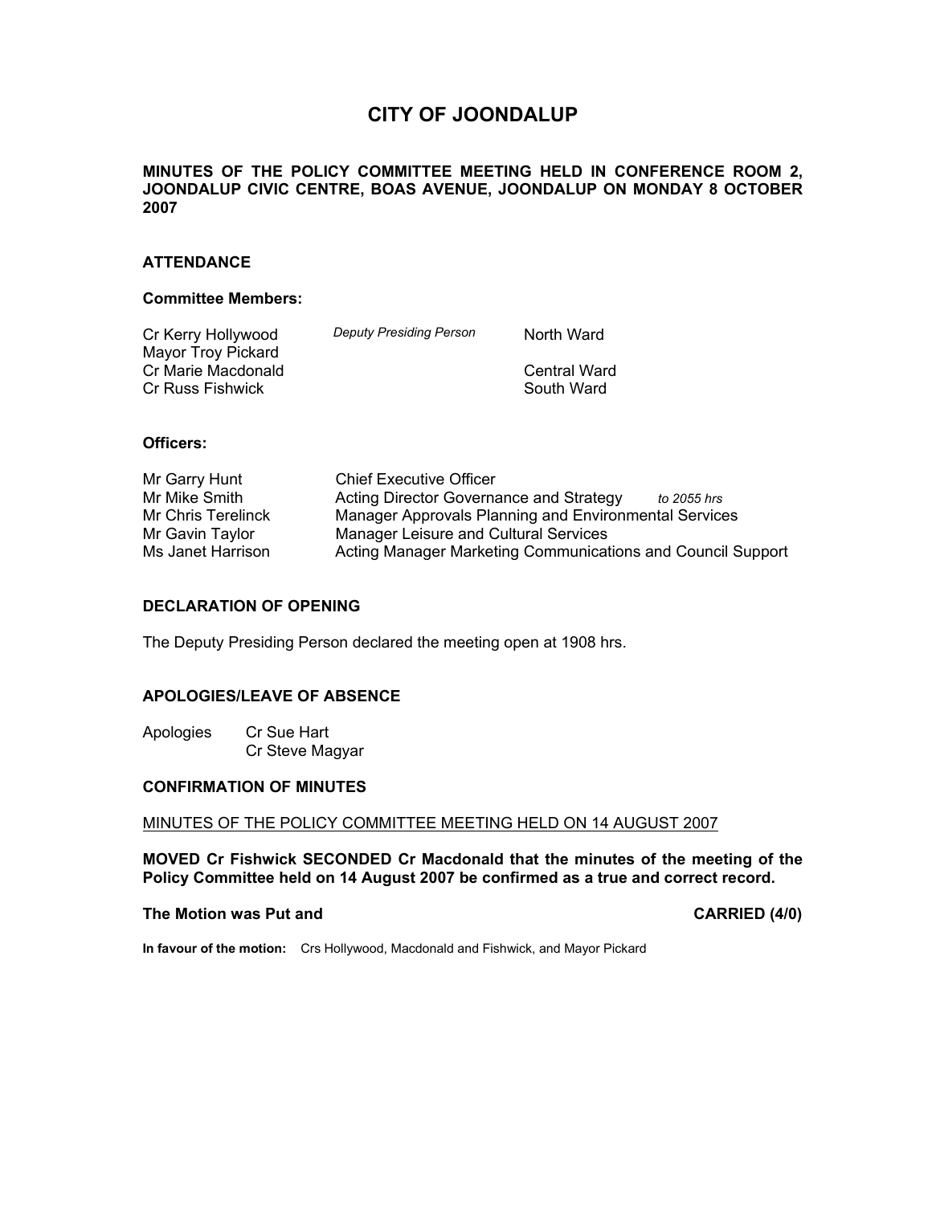# CITY OF JOONDALUP

**MINUTES OF THE POLICY COMMITTEE MEETING HELD IN CONFERENCE ROOM 2, JOONDALUP CIVIC CENTRE, BOAS AVENUE, JOONDALUP ON MONDAY 8 OCTOBER 2007**

## ATTENDANCE

### Committee Members:

| | | |
|---|---|---|
| Cr Kerry Hollywood | *Deputy Presiding Person* | North Ward |
| Mayor Troy Pickard | | |
| Cr Marie Macdonald | | Central Ward |
| Cr Russ Fishwick | | South Ward |

### Officers:

| | |
|---|---|
| Mr Garry Hunt | Chief Executive Officer |
| Mr Mike Smith | Acting Director Governance and Strategy *to 2055 hrs* |
| Mr Chris Terelinck | Manager Approvals Planning and Environmental Services |
| Mr Gavin Taylor | Manager Leisure and Cultural Services |
| Ms Janet Harrison | Acting Manager Marketing Communications and Council Support |

## DECLARATION OF OPENING

The Deputy Presiding Person declared the meeting open at 1908 hrs.

## APOLOGIES/LEAVE OF ABSENCE

Apologies Cr Sue Hart
Cr Steve Magyar

## CONFIRMATION OF MINUTES

MINUTES OF THE POLICY COMMITTEE MEETING HELD ON 14 AUGUST 2007

**MOVED Cr Fishwick SECONDED Cr Macdonald that the minutes of the meeting of the Policy Committee held on 14 August 2007 be confirmed as a true and correct record.**

**The Motion was Put and CARRIED (4/0)**

**In favour of the motion:** Crs Hollywood, Macdonald and Fishwick, and Mayor Pickard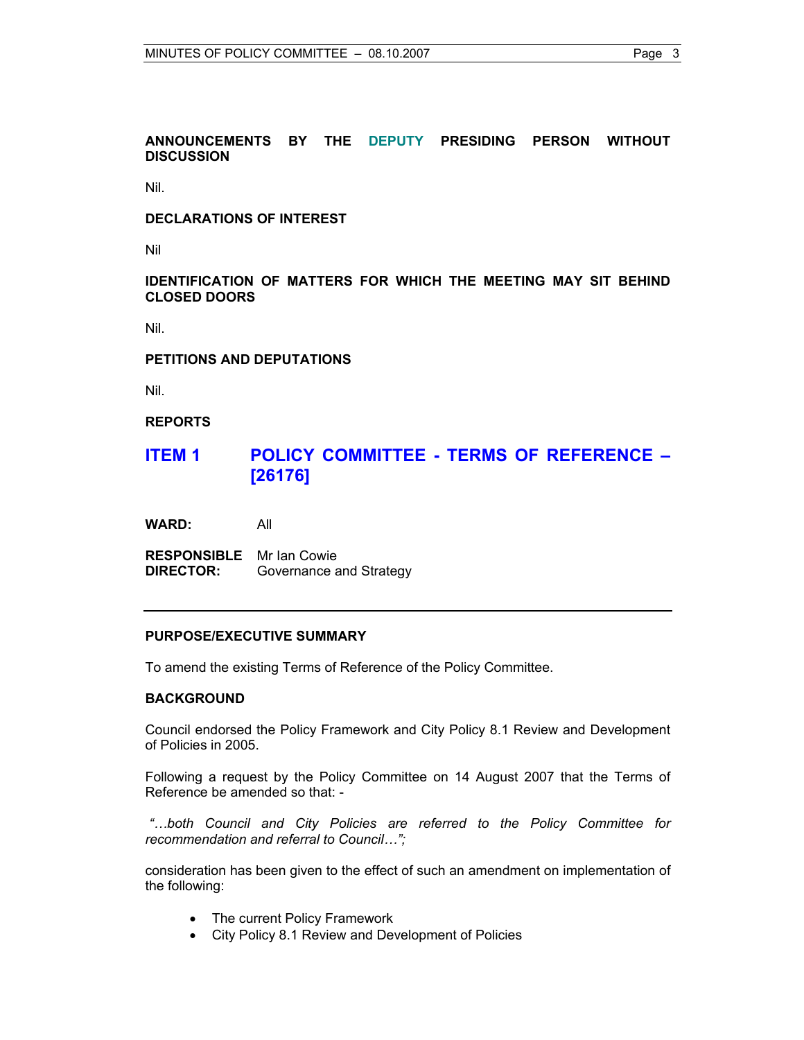**ANNOUNCEMENTS BY THE DEPUTY PRESIDING PERSON WITHOUT DISCUSSION**

Nil.

**DECLARATIONS OF INTEREST**

Nil

**IDENTIFICATION OF MATTERS FOR WHICH THE MEETING MAY SIT BEHIND CLOSED DOORS**

Nil.

**PETITIONS AND DEPUTATIONS**

Nil.

**REPORTS**

## ITEM 1 POLICY COMMITTEE - TERMS OF REFERENCE – [26176]

**WARD:** All

**RESPONSIBLE DIRECTOR:** Mr Ian Cowie
Governance and Strategy

---

**PURPOSE/EXECUTIVE SUMMARY**

To amend the existing Terms of Reference of the Policy Committee.

**BACKGROUND**

Council endorsed the Policy Framework and City Policy 8.1 Review and Development of Policies in 2005.

Following a request by the Policy Committee on 14 August 2007 that the Terms of Reference be amended so that: -

*"…both Council and City Policies are referred to the Policy Committee for recommendation and referral to Council…";*

consideration has been given to the effect of such an amendment on implementation of the following:

- The current Policy Framework
- City Policy 8.1 Review and Development of Policies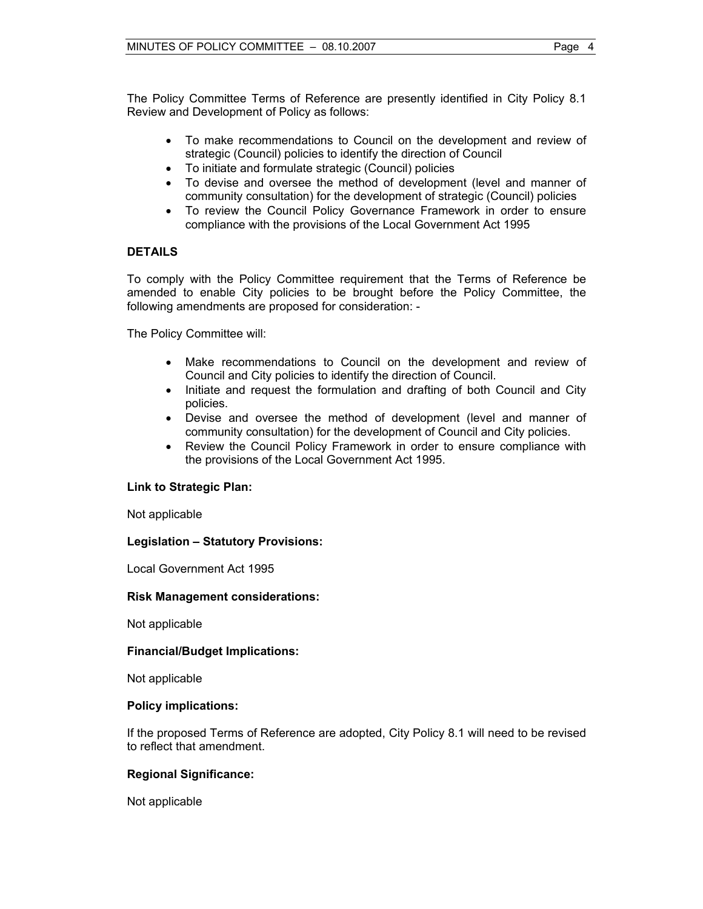The Policy Committee Terms of Reference are presently identified in City Policy 8.1 Review and Development of Policy as follows:

- To make recommendations to Council on the development and review of strategic (Council) policies to identify the direction of Council
- To initiate and formulate strategic (Council) policies
- To devise and oversee the method of development (level and manner of community consultation) for the development of strategic (Council) policies
- To review the Council Policy Governance Framework in order to ensure compliance with the provisions of the Local Government Act 1995

**DETAILS**

To comply with the Policy Committee requirement that the Terms of Reference be amended to enable City policies to be brought before the Policy Committee, the following amendments are proposed for consideration: -

The Policy Committee will:

- Make recommendations to Council on the development and review of Council and City policies to identify the direction of Council.
- Initiate and request the formulation and drafting of both Council and City policies.
- Devise and oversee the method of development (level and manner of community consultation) for the development of Council and City policies.
- Review the Council Policy Framework in order to ensure compliance with the provisions of the Local Government Act 1995.

**Link to Strategic Plan:**

Not applicable

**Legislation – Statutory Provisions:**

Local Government Act 1995

**Risk Management considerations:**

Not applicable

**Financial/Budget Implications:**

Not applicable

**Policy implications:**

If the proposed Terms of Reference are adopted, City Policy 8.1 will need to be revised to reflect that amendment.

**Regional Significance:**

Not applicable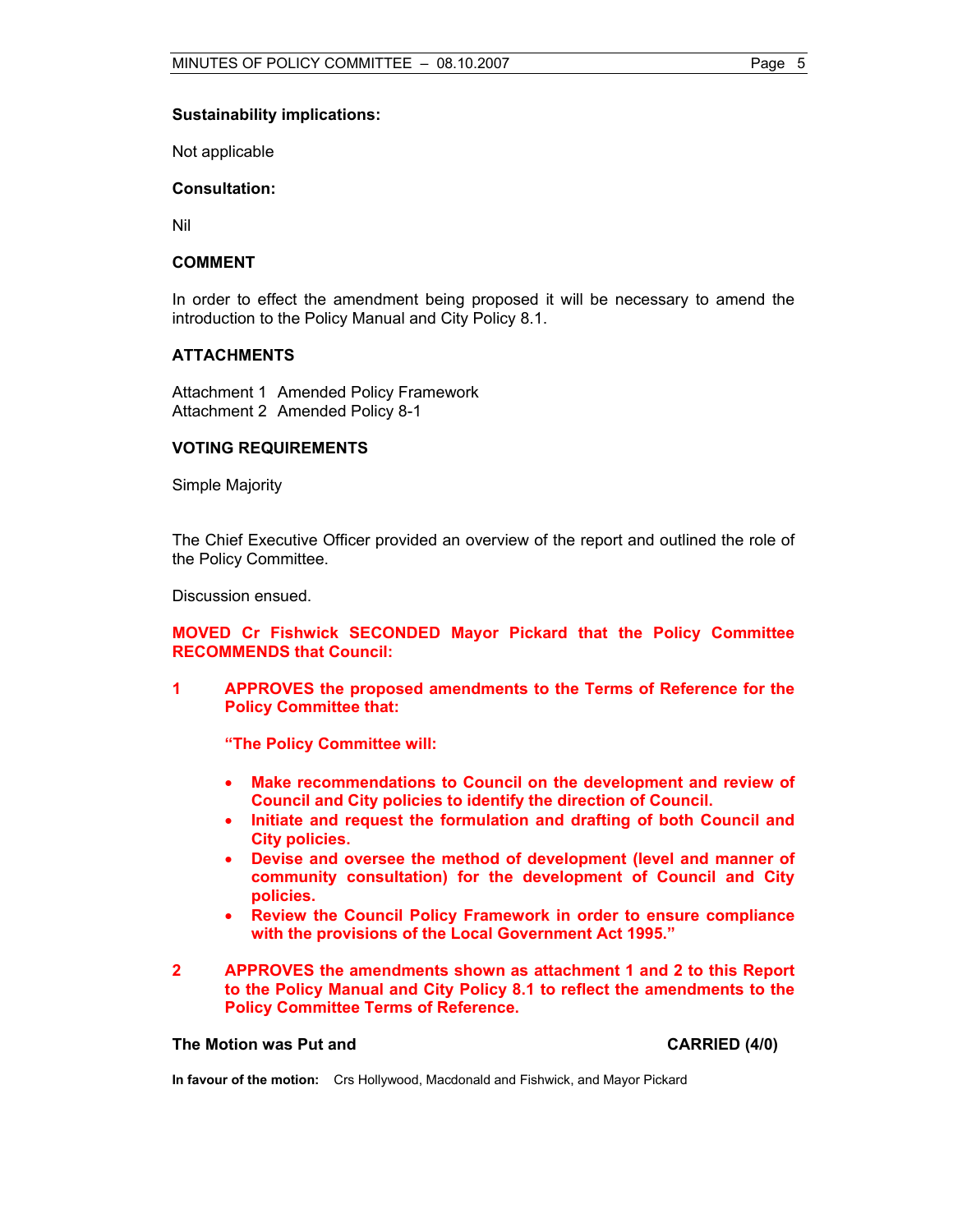**Sustainability implications:**

Not applicable

**Consultation:**

Nil

**COMMENT**

In order to effect the amendment being proposed it will be necessary to amend the introduction to the Policy Manual and City Policy 8.1.

**ATTACHMENTS**

Attachment 1 Amended Policy Framework
Attachment 2 Amended Policy 8-1

**VOTING REQUIREMENTS**

Simple Majority

The Chief Executive Officer provided an overview of the report and outlined the role of the Policy Committee.

Discussion ensued.

**MOVED Cr Fishwick SECONDED Mayor Pickard that the Policy Committee RECOMMENDS that Council:**

**1 APPROVES the proposed amendments to the Terms of Reference for the Policy Committee that:**

**"The Policy Committee will:**

- **Make recommendations to Council on the development and review of Council and City policies to identify the direction of Council.**
- **Initiate and request the formulation and drafting of both Council and City policies.**
- **Devise and oversee the method of development (level and manner of community consultation) for the development of Council and City policies.**
- **Review the Council Policy Framework in order to ensure compliance with the provisions of the Local Government Act 1995."**

**2 APPROVES the amendments shown as attachment 1 and 2 to this Report to the Policy Manual and City Policy 8.1 to reflect the amendments to the Policy Committee Terms of Reference.**

**The Motion was Put and CARRIED (4/0)**

**In favour of the motion:** Crs Hollywood, Macdonald and Fishwick, and Mayor Pickard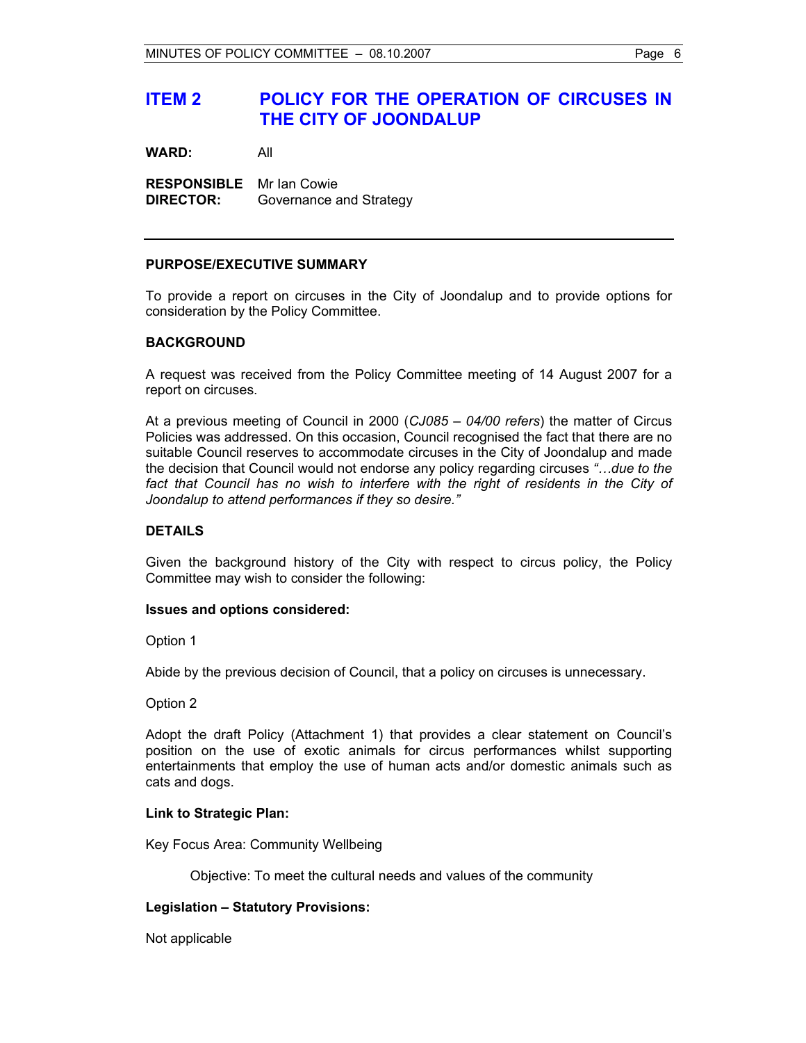# ITEM 2 POLICY FOR THE OPERATION OF CIRCUSES IN THE CITY OF JOONDALUP

**WARD:** All

**RESPONSIBLE DIRECTOR:** Mr Ian Cowie
Governance and Strategy

---

### PURPOSE/EXECUTIVE SUMMARY

To provide a report on circuses in the City of Joondalup and to provide options for consideration by the Policy Committee.

### BACKGROUND

A request was received from the Policy Committee meeting of 14 August 2007 for a report on circuses.

At a previous meeting of Council in 2000 (*CJ085 – 04/00 refers*) the matter of Circus Policies was addressed. On this occasion, Council recognised the fact that there are no suitable Council reserves to accommodate circuses in the City of Joondalup and made the decision that Council would not endorse any policy regarding circuses *"…due to the fact that Council has no wish to interfere with the right of residents in the City of Joondalup to attend performances if they so desire."*

### DETAILS

Given the background history of the City with respect to circus policy, the Policy Committee may wish to consider the following:

**Issues and options considered:**

Option 1

Abide by the previous decision of Council, that a policy on circuses is unnecessary.

Option 2

Adopt the draft Policy (Attachment 1) that provides a clear statement on Council's position on the use of exotic animals for circus performances whilst supporting entertainments that employ the use of human acts and/or domestic animals such as cats and dogs.

**Link to Strategic Plan:**

Key Focus Area: Community Wellbeing

Objective: To meet the cultural needs and values of the community

**Legislation – Statutory Provisions:**

Not applicable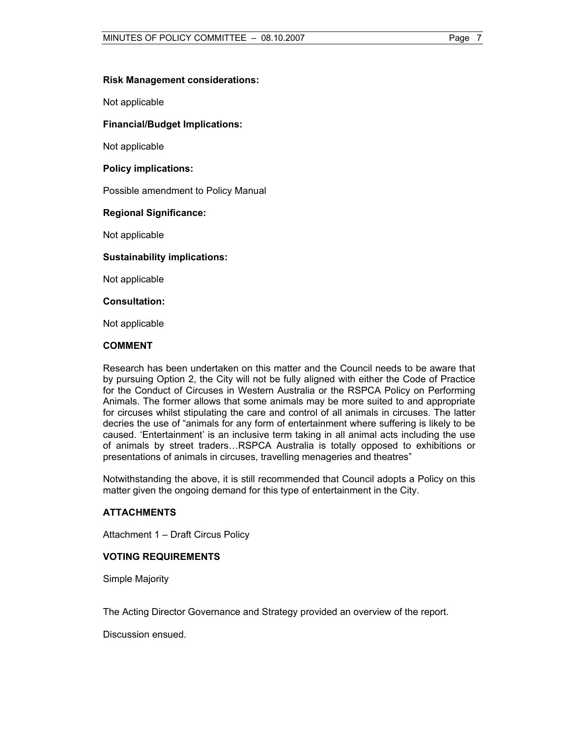**Risk Management considerations:**

Not applicable

**Financial/Budget Implications:**

Not applicable

**Policy implications:**

Possible amendment to Policy Manual

**Regional Significance:**

Not applicable

**Sustainability implications:**

Not applicable

**Consultation:**

Not applicable

## COMMENT

Research has been undertaken on this matter and the Council needs to be aware that by pursuing Option 2, the City will not be fully aligned with either the Code of Practice for the Conduct of Circuses in Western Australia or the RSPCA Policy on Performing Animals. The former allows that some animals may be more suited to and appropriate for circuses whilst stipulating the care and control of all animals in circuses. The latter decries the use of "animals for any form of entertainment where suffering is likely to be caused. 'Entertainment' is an inclusive term taking in all animal acts including the use of animals by street traders…RSPCA Australia is totally opposed to exhibitions or presentations of animals in circuses, travelling menageries and theatres"

Notwithstanding the above, it is still recommended that Council adopts a Policy on this matter given the ongoing demand for this type of entertainment in the City.

## ATTACHMENTS

Attachment 1 – Draft Circus Policy

## VOTING REQUIREMENTS

Simple Majority

The Acting Director Governance and Strategy provided an overview of the report.

Discussion ensued.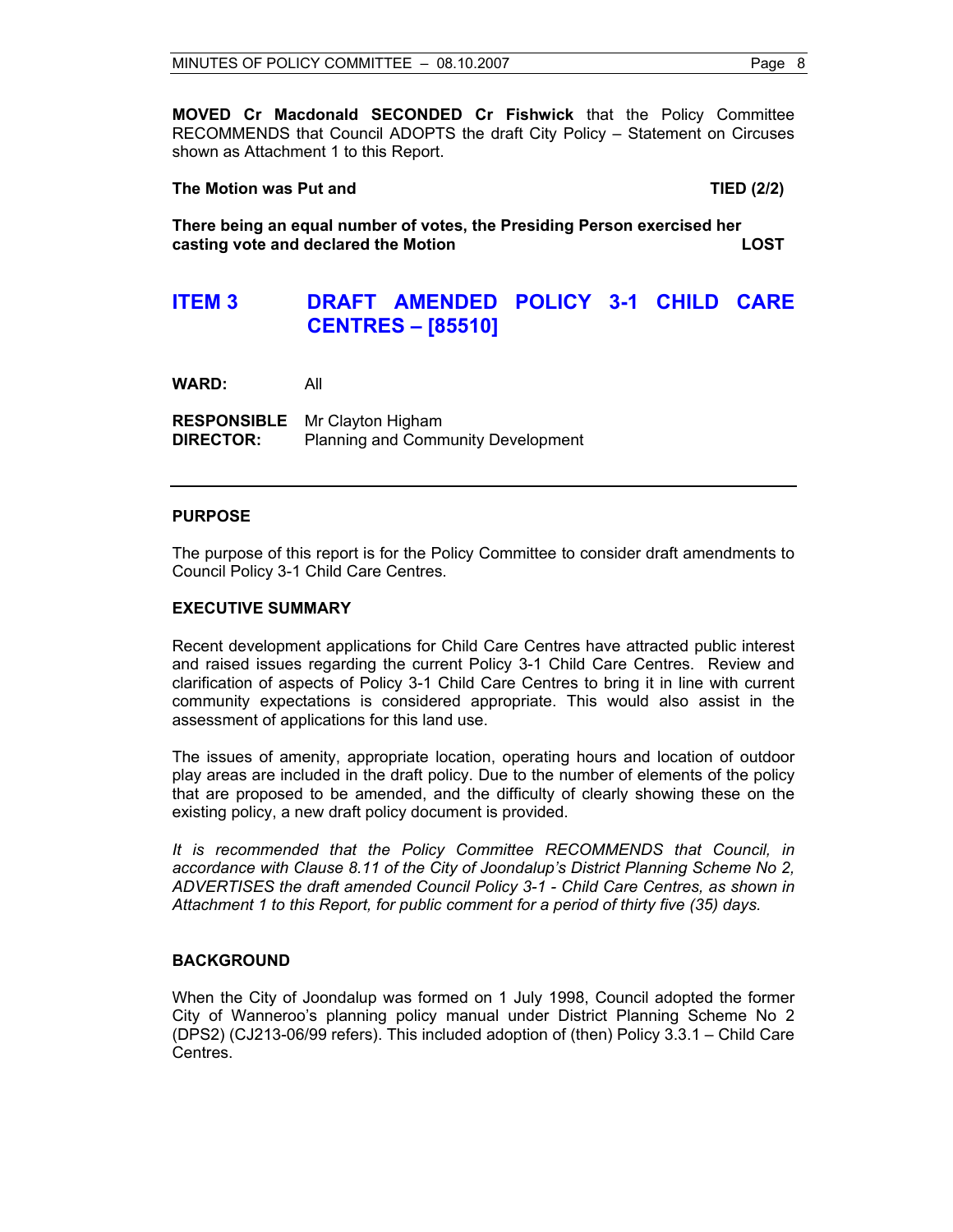**MOVED Cr Macdonald SECONDED Cr Fishwick** that the Policy Committee RECOMMENDS that Council ADOPTS the draft City Policy – Statement on Circuses shown as Attachment 1 to this Report.

**The Motion was Put and** **TIED (2/2)**

**There being an equal number of votes, the Presiding Person exercised her casting vote and declared the Motion** **LOST**

## ITEM 3 DRAFT AMENDED POLICY 3-1 CHILD CARE CENTRES – [85510]

**WARD:** All

**RESPONSIBLE DIRECTOR:** Mr Clayton Higham
Planning and Community Development

---

### PURPOSE

The purpose of this report is for the Policy Committee to consider draft amendments to Council Policy 3-1 Child Care Centres.

### EXECUTIVE SUMMARY

Recent development applications for Child Care Centres have attracted public interest and raised issues regarding the current Policy 3-1 Child Care Centres. Review and clarification of aspects of Policy 3-1 Child Care Centres to bring it in line with current community expectations is considered appropriate. This would also assist in the assessment of applications for this land use.

The issues of amenity, appropriate location, operating hours and location of outdoor play areas are included in the draft policy. Due to the number of elements of the policy that are proposed to be amended, and the difficulty of clearly showing these on the existing policy, a new draft policy document is provided.

*It is recommended that the Policy Committee RECOMMENDS that Council, in accordance with Clause 8.11 of the City of Joondalup's District Planning Scheme No 2, ADVERTISES the draft amended Council Policy 3-1 - Child Care Centres, as shown in Attachment 1 to this Report, for public comment for a period of thirty five (35) days.*

### BACKGROUND

When the City of Joondalup was formed on 1 July 1998, Council adopted the former City of Wanneroo's planning policy manual under District Planning Scheme No 2 (DPS2) (CJ213-06/99 refers). This included adoption of (then) Policy 3.3.1 – Child Care Centres.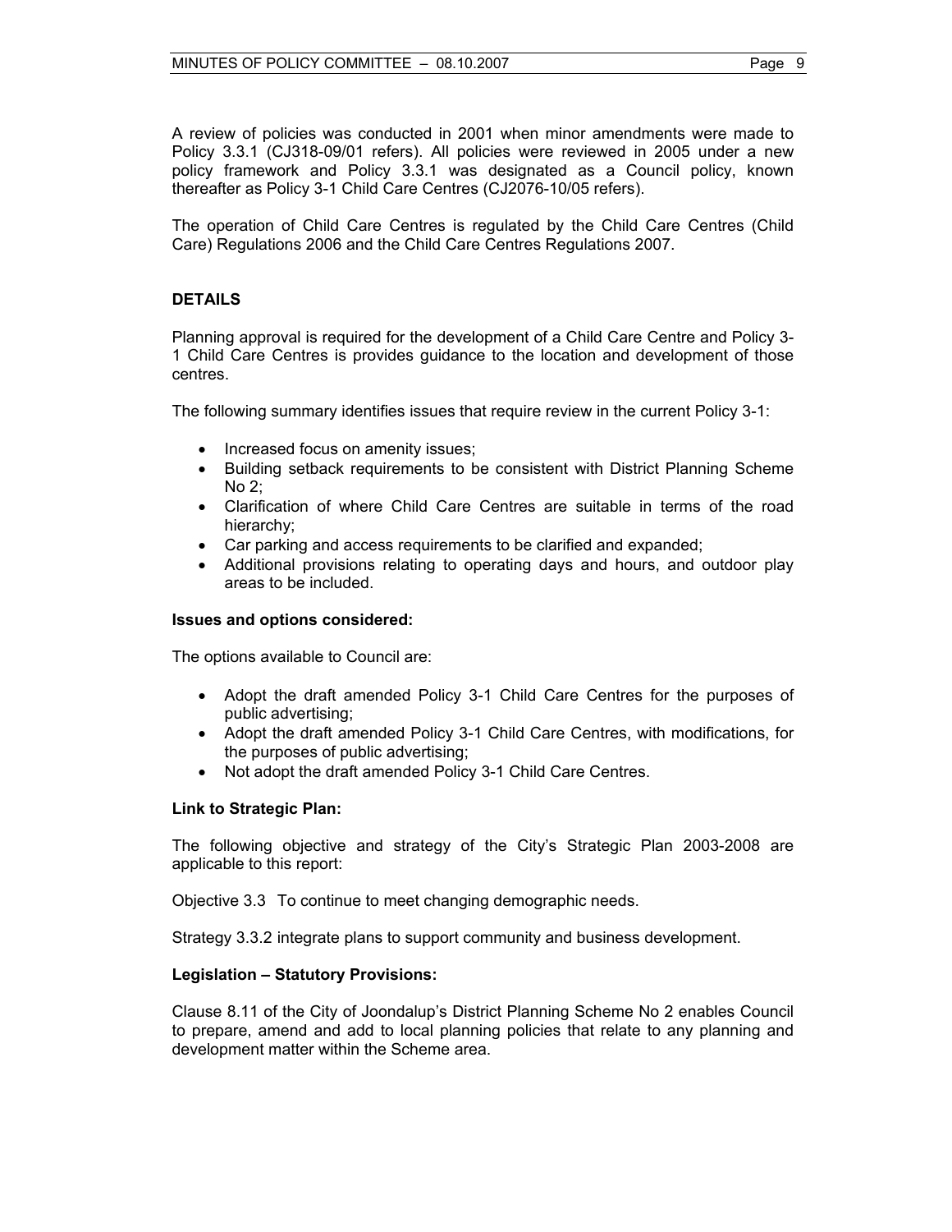A review of policies was conducted in 2001 when minor amendments were made to Policy 3.3.1 (CJ318-09/01 refers). All policies were reviewed in 2005 under a new policy framework and Policy 3.3.1 was designated as a Council policy, known thereafter as Policy 3-1 Child Care Centres (CJ2076-10/05 refers).

The operation of Child Care Centres is regulated by the Child Care Centres (Child Care) Regulations 2006 and the Child Care Centres Regulations 2007.

**DETAILS**

Planning approval is required for the development of a Child Care Centre and Policy 3-1 Child Care Centres is provides guidance to the location and development of those centres.

The following summary identifies issues that require review in the current Policy 3-1:

- Increased focus on amenity issues;
- Building setback requirements to be consistent with District Planning Scheme No 2;
- Clarification of where Child Care Centres are suitable in terms of the road hierarchy;
- Car parking and access requirements to be clarified and expanded;
- Additional provisions relating to operating days and hours, and outdoor play areas to be included.

**Issues and options considered:**

The options available to Council are:

- Adopt the draft amended Policy 3-1 Child Care Centres for the purposes of public advertising;
- Adopt the draft amended Policy 3-1 Child Care Centres, with modifications, for the purposes of public advertising;
- Not adopt the draft amended Policy 3-1 Child Care Centres.

**Link to Strategic Plan:**

The following objective and strategy of the City's Strategic Plan 2003-2008 are applicable to this report:

Objective 3.3 To continue to meet changing demographic needs.

Strategy 3.3.2 integrate plans to support community and business development.

**Legislation – Statutory Provisions:**

Clause 8.11 of the City of Joondalup's District Planning Scheme No 2 enables Council to prepare, amend and add to local planning policies that relate to any planning and development matter within the Scheme area.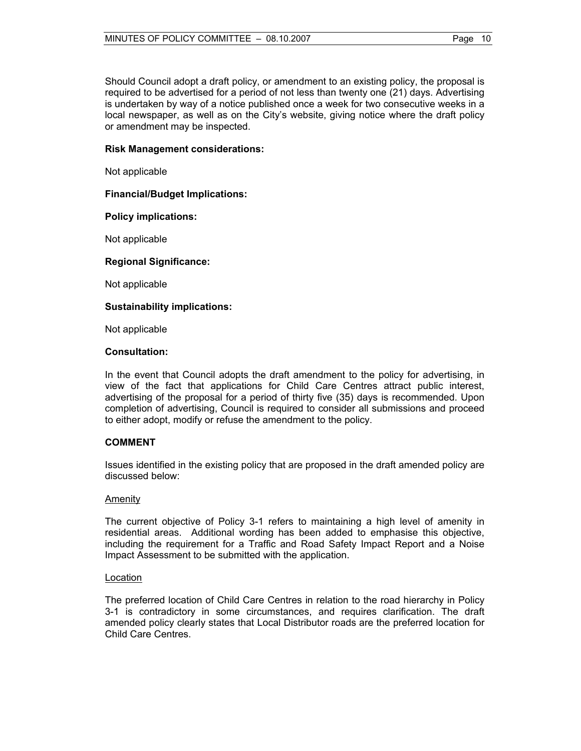Should Council adopt a draft policy, or amendment to an existing policy, the proposal is required to be advertised for a period of not less than twenty one (21) days. Advertising is undertaken by way of a notice published once a week for two consecutive weeks in a local newspaper, as well as on the City's website, giving notice where the draft policy or amendment may be inspected.

**Risk Management considerations:**

Not applicable

**Financial/Budget Implications:**

**Policy implications:**

Not applicable

**Regional Significance:**

Not applicable

**Sustainability implications:**

Not applicable

**Consultation:**

In the event that Council adopts the draft amendment to the policy for advertising, in view of the fact that applications for Child Care Centres attract public interest, advertising of the proposal for a period of thirty five (35) days is recommended. Upon completion of advertising, Council is required to consider all submissions and proceed to either adopt, modify or refuse the amendment to the policy.

**COMMENT**

Issues identified in the existing policy that are proposed in the draft amended policy are discussed below:

Amenity

The current objective of Policy 3-1 refers to maintaining a high level of amenity in residential areas. Additional wording has been added to emphasise this objective, including the requirement for a Traffic and Road Safety Impact Report and a Noise Impact Assessment to be submitted with the application.

Location

The preferred location of Child Care Centres in relation to the road hierarchy in Policy 3-1 is contradictory in some circumstances, and requires clarification. The draft amended policy clearly states that Local Distributor roads are the preferred location for Child Care Centres.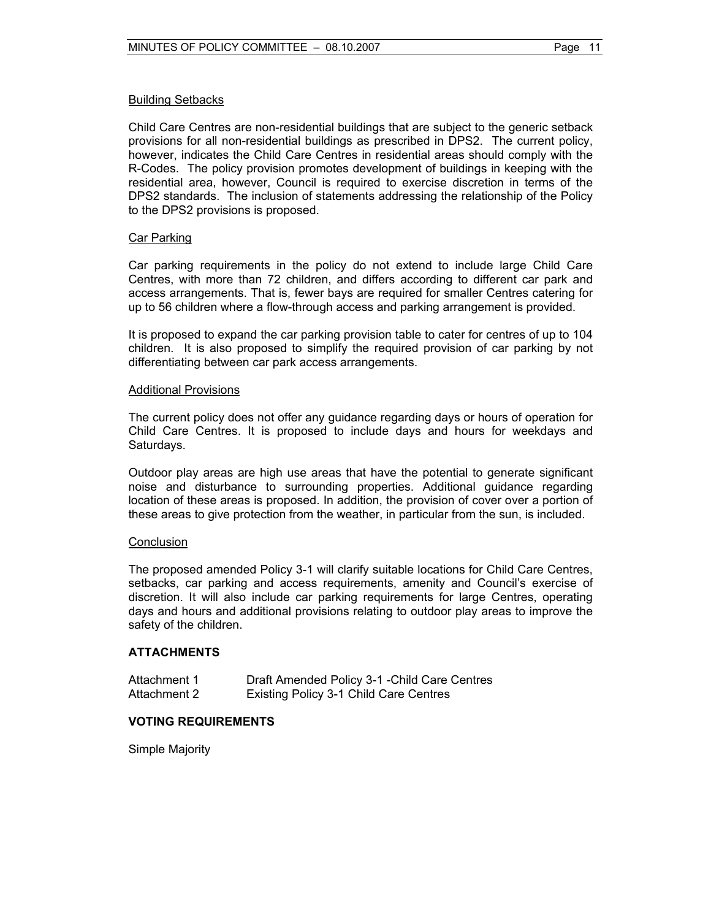<u>Building Setbacks</u>

Child Care Centres are non-residential buildings that are subject to the generic setback provisions for all non-residential buildings as prescribed in DPS2. The current policy, however, indicates the Child Care Centres in residential areas should comply with the R-Codes. The policy provision promotes development of buildings in keeping with the residential area, however, Council is required to exercise discretion in terms of the DPS2 standards. The inclusion of statements addressing the relationship of the Policy to the DPS2 provisions is proposed.

<u>Car Parking</u>

Car parking requirements in the policy do not extend to include large Child Care Centres, with more than 72 children, and differs according to different car park and access arrangements. That is, fewer bays are required for smaller Centres catering for up to 56 children where a flow-through access and parking arrangement is provided.

It is proposed to expand the car parking provision table to cater for centres of up to 104 children. It is also proposed to simplify the required provision of car parking by not differentiating between car park access arrangements.

<u>Additional Provisions</u>

The current policy does not offer any guidance regarding days or hours of operation for Child Care Centres. It is proposed to include days and hours for weekdays and Saturdays.

Outdoor play areas are high use areas that have the potential to generate significant noise and disturbance to surrounding properties. Additional guidance regarding location of these areas is proposed. In addition, the provision of cover over a portion of these areas to give protection from the weather, in particular from the sun, is included.

<u>Conclusion</u>

The proposed amended Policy 3-1 will clarify suitable locations for Child Care Centres, setbacks, car parking and access requirements, amenity and Council's exercise of discretion. It will also include car parking requirements for large Centres, operating days and hours and additional provisions relating to outdoor play areas to improve the safety of the children.

## ATTACHMENTS

| | |
|---|---|
| Attachment 1 | Draft Amended Policy 3-1 -Child Care Centres |
| Attachment 2 | Existing Policy 3-1 Child Care Centres |

## VOTING REQUIREMENTS

Simple Majority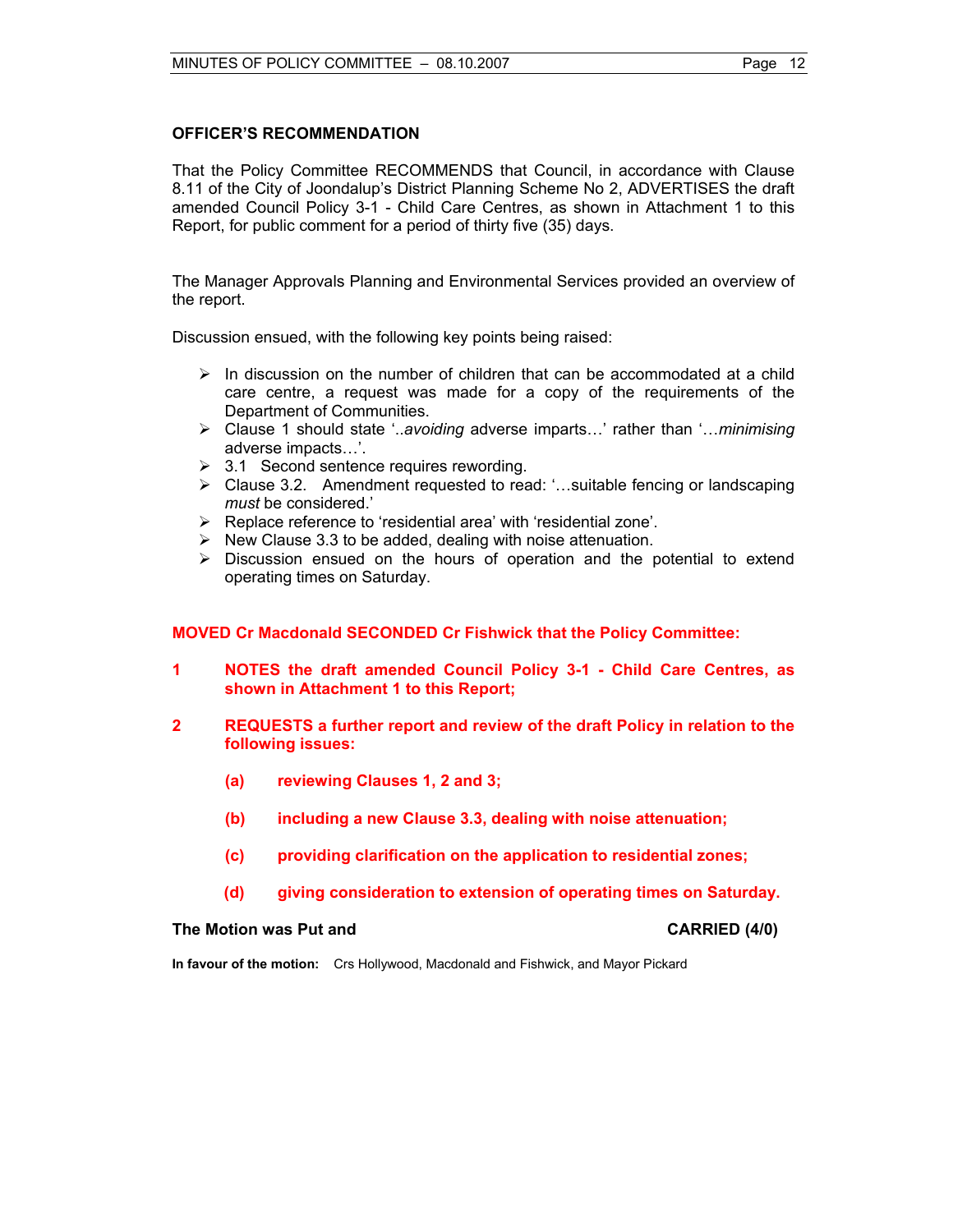**OFFICER'S RECOMMENDATION**

That the Policy Committee RECOMMENDS that Council, in accordance with Clause 8.11 of the City of Joondalup's District Planning Scheme No 2, ADVERTISES the draft amended Council Policy 3-1 - Child Care Centres, as shown in Attachment 1 to this Report, for public comment for a period of thirty five (35) days.

The Manager Approvals Planning and Environmental Services provided an overview of the report.

Discussion ensued, with the following key points being raised:

- In discussion on the number of children that can be accommodated at a child care centre, a request was made for a copy of the requirements of the Department of Communities.
- Clause 1 should state '..*avoiding* adverse imparts…' rather than '…*minimising* adverse impacts…'.
- 3.1 Second sentence requires rewording.
- Clause 3.2. Amendment requested to read: '…suitable fencing or landscaping *must* be considered.'
- Replace reference to 'residential area' with 'residential zone'.
- New Clause 3.3 to be added, dealing with noise attenuation.
- Discussion ensued on the hours of operation and the potential to extend operating times on Saturday.

**MOVED Cr Macdonald SECONDED Cr Fishwick that the Policy Committee:**

**1 NOTES the draft amended Council Policy 3-1 - Child Care Centres, as shown in Attachment 1 to this Report;**

**2 REQUESTS a further report and review of the draft Policy in relation to the following issues:**

**(a) reviewing Clauses 1, 2 and 3;**

**(b) including a new Clause 3.3, dealing with noise attenuation;**

**(c) providing clarification on the application to residential zones;**

**(d) giving consideration to extension of operating times on Saturday.**

**The Motion was Put and CARRIED (4/0)**

**In favour of the motion:** Crs Hollywood, Macdonald and Fishwick, and Mayor Pickard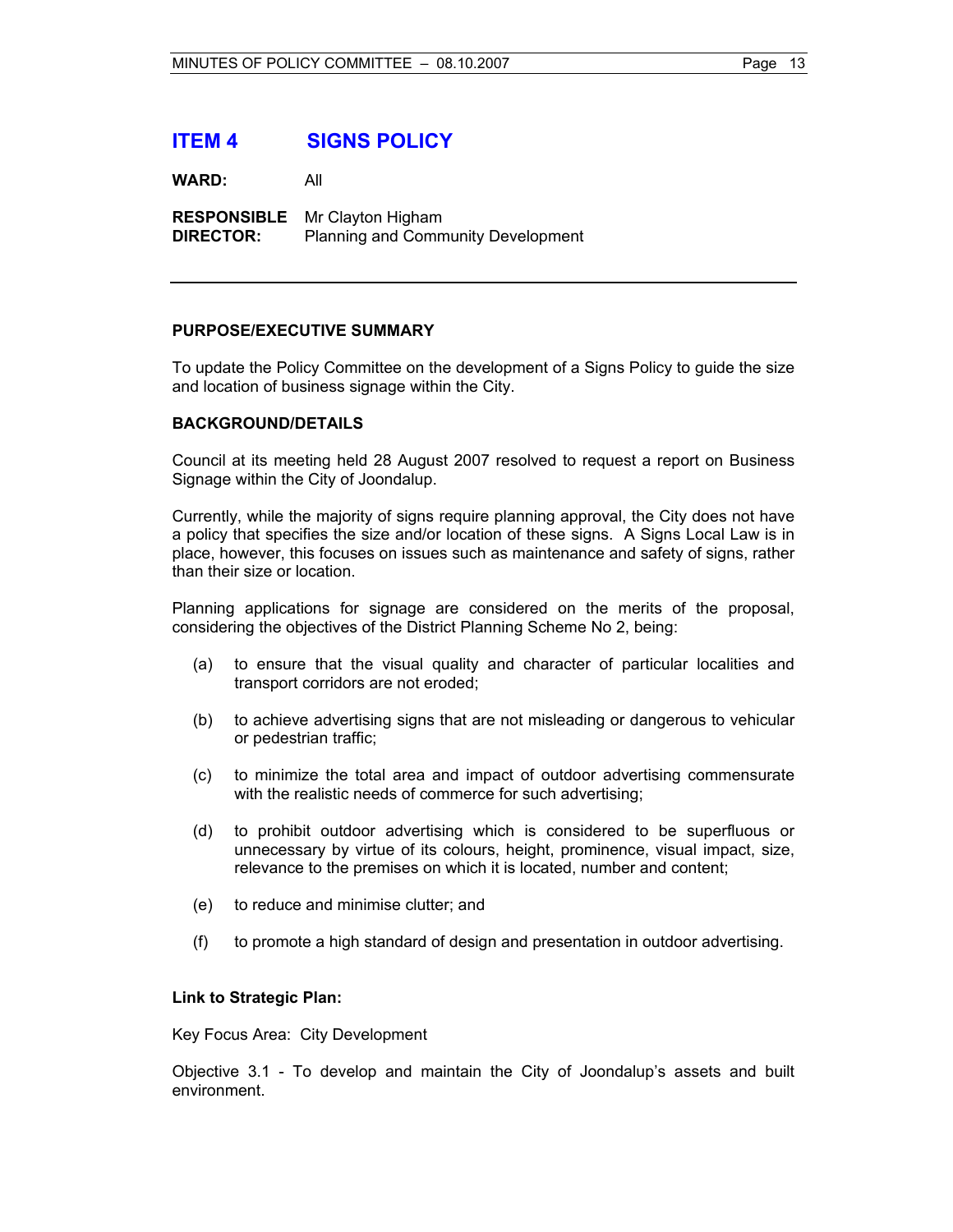## ITEM 4 SIGNS POLICY

**WARD:** All

**RESPONSIBLE DIRECTOR:** Mr Clayton Higham
Planning and Community Development

---

**PURPOSE/EXECUTIVE SUMMARY**

To update the Policy Committee on the development of a Signs Policy to guide the size and location of business signage within the City.

**BACKGROUND/DETAILS**

Council at its meeting held 28 August 2007 resolved to request a report on Business Signage within the City of Joondalup.

Currently, while the majority of signs require planning approval, the City does not have a policy that specifies the size and/or location of these signs. A Signs Local Law is in place, however, this focuses on issues such as maintenance and safety of signs, rather than their size or location.

Planning applications for signage are considered on the merits of the proposal, considering the objectives of the District Planning Scheme No 2, being:

(a) to ensure that the visual quality and character of particular localities and transport corridors are not eroded;

(b) to achieve advertising signs that are not misleading or dangerous to vehicular or pedestrian traffic;

(c) to minimize the total area and impact of outdoor advertising commensurate with the realistic needs of commerce for such advertising;

(d) to prohibit outdoor advertising which is considered to be superfluous or unnecessary by virtue of its colours, height, prominence, visual impact, size, relevance to the premises on which it is located, number and content;

(e) to reduce and minimise clutter; and

(f) to promote a high standard of design and presentation in outdoor advertising.

**Link to Strategic Plan:**

Key Focus Area: City Development

Objective 3.1 - To develop and maintain the City of Joondalup's assets and built environment.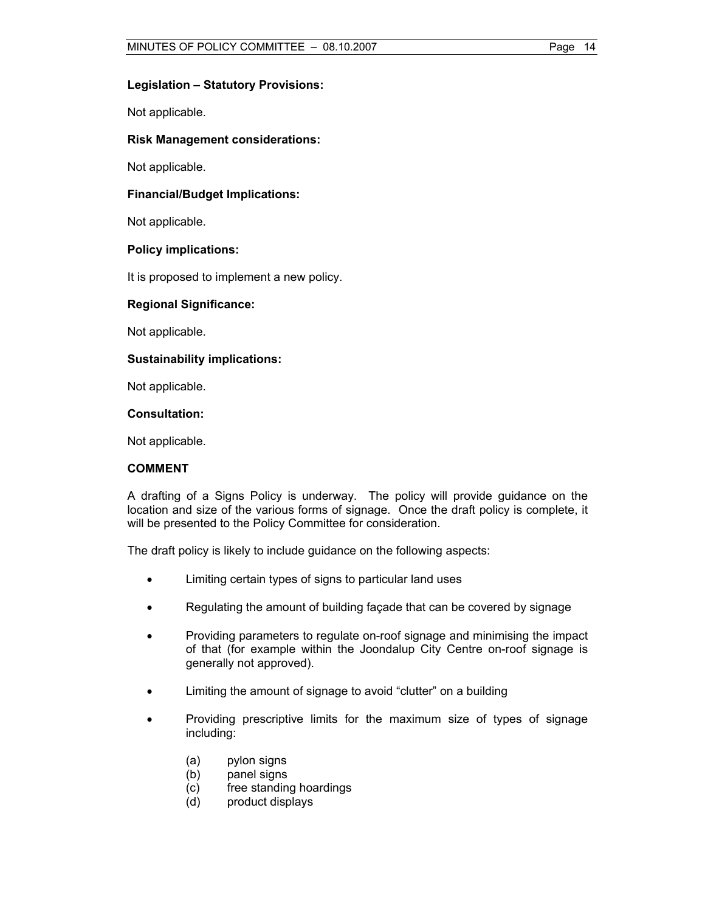**Legislation – Statutory Provisions:**

Not applicable.

**Risk Management considerations:**

Not applicable.

**Financial/Budget Implications:**

Not applicable.

**Policy implications:**

It is proposed to implement a new policy.

**Regional Significance:**

Not applicable.

**Sustainability implications:**

Not applicable.

**Consultation:**

Not applicable.

**COMMENT**

A drafting of a Signs Policy is underway. The policy will provide guidance on the location and size of the various forms of signage. Once the draft policy is complete, it will be presented to the Policy Committee for consideration.

The draft policy is likely to include guidance on the following aspects:

- Limiting certain types of signs to particular land uses
- Regulating the amount of building façade that can be covered by signage
- Providing parameters to regulate on-roof signage and minimising the impact of that (for example within the Joondalup City Centre on-roof signage is generally not approved).
- Limiting the amount of signage to avoid "clutter" on a building
- Providing prescriptive limits for the maximum size of types of signage including:

  (a) pylon signs
  (b) panel signs
  (c) free standing hoardings
  (d) product displays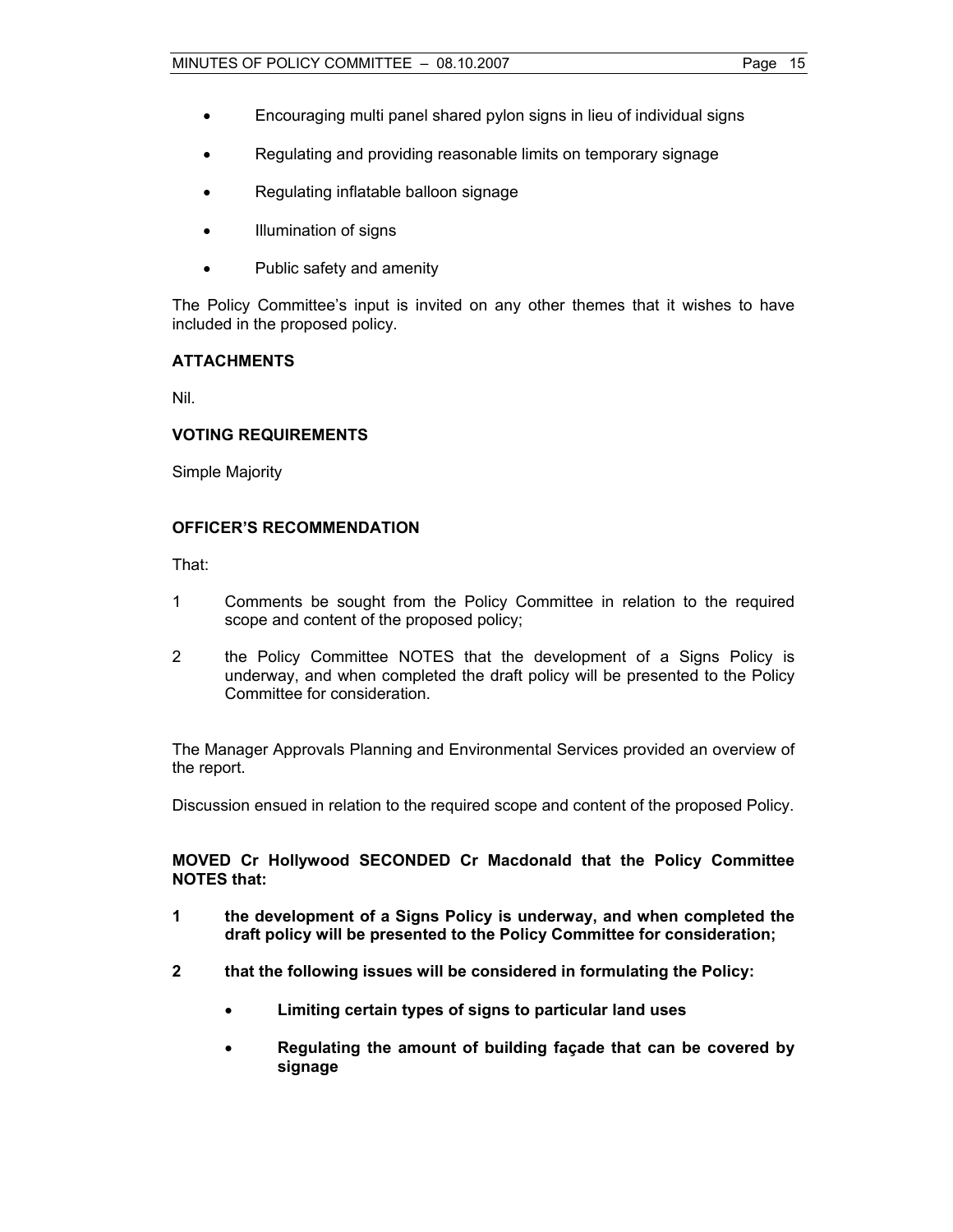- Encouraging multi panel shared pylon signs in lieu of individual signs
- Regulating and providing reasonable limits on temporary signage
- Regulating inflatable balloon signage
- Illumination of signs
- Public safety and amenity

The Policy Committee's input is invited on any other themes that it wishes to have included in the proposed policy.

**ATTACHMENTS**

Nil.

**VOTING REQUIREMENTS**

Simple Majority

**OFFICER'S RECOMMENDATION**

That:

1. Comments be sought from the Policy Committee in relation to the required scope and content of the proposed policy;
2. the Policy Committee NOTES that the development of a Signs Policy is underway, and when completed the draft policy will be presented to the Policy Committee for consideration.

The Manager Approvals Planning and Environmental Services provided an overview of the report.

Discussion ensued in relation to the required scope and content of the proposed Policy.

**MOVED Cr Hollywood SECONDED Cr Macdonald that the Policy Committee NOTES that:**

**1 the development of a Signs Policy is underway, and when completed the draft policy will be presented to the Policy Committee for consideration;**

**2 that the following issues will be considered in formulating the Policy:**

- **Limiting certain types of signs to particular land uses**
- **Regulating the amount of building façade that can be covered by signage**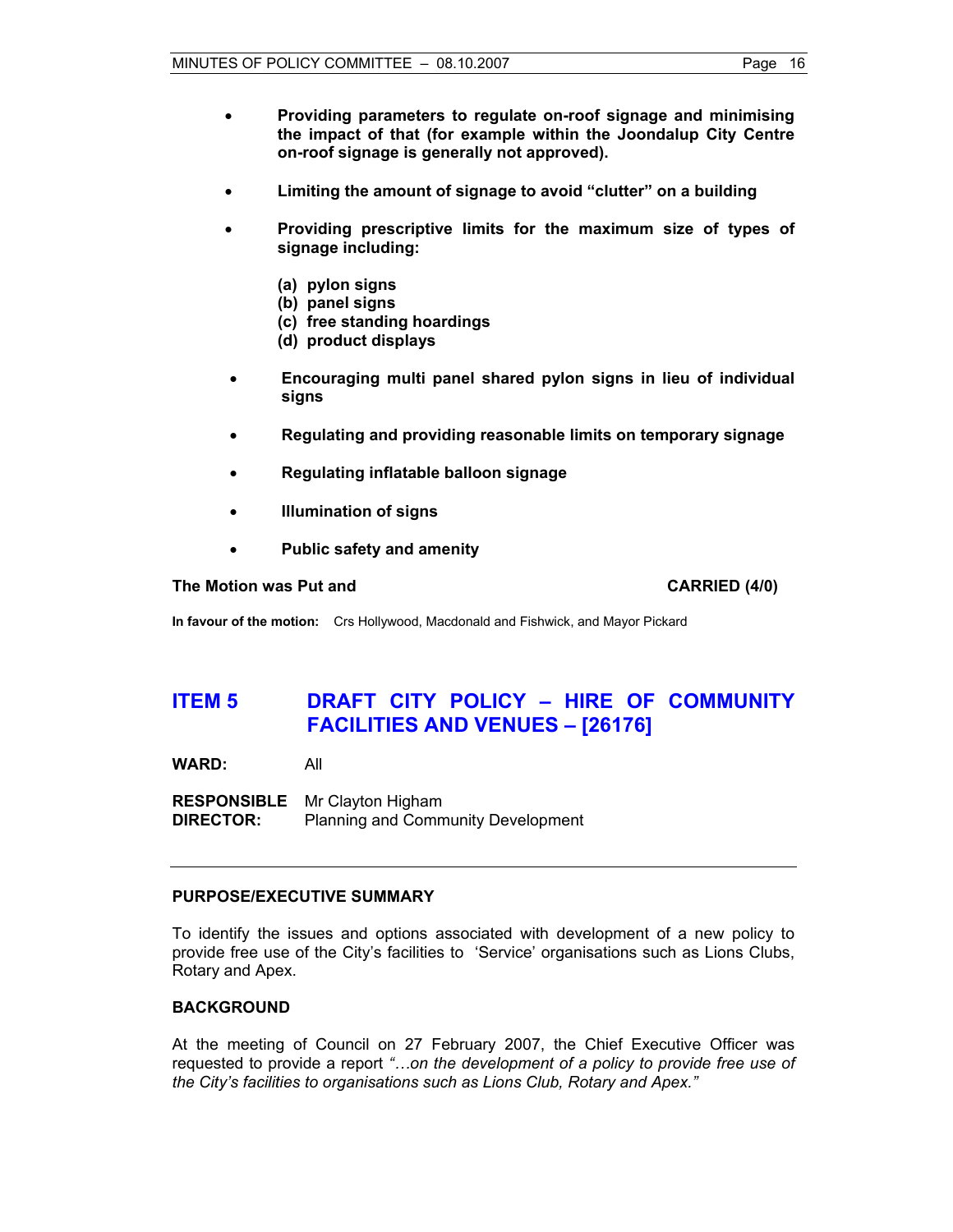- **Providing parameters to regulate on-roof signage and minimising the impact of that (for example within the Joondalup City Centre on-roof signage is generally not approved).**

- **Limiting the amount of signage to avoid "clutter" on a building**

- **Providing prescriptive limits for the maximum size of types of signage including:**

  **(a) pylon signs**
  **(b) panel signs**
  **(c) free standing hoardings**
  **(d) product displays**

- **Encouraging multi panel shared pylon signs in lieu of individual signs**

- **Regulating and providing reasonable limits on temporary signage**

- **Regulating inflatable balloon signage**

- **Illumination of signs**

- **Public safety and amenity**

**The Motion was Put and** **CARRIED (4/0)**

**In favour of the motion:** Crs Hollywood, Macdonald and Fishwick, and Mayor Pickard

## ITEM 5 DRAFT CITY POLICY – HIRE OF COMMUNITY FACILITIES AND VENUES – [26176]

**WARD:** All

**RESPONSIBLE DIRECTOR:** Mr Clayton Higham
Planning and Community Development

---

### PURPOSE/EXECUTIVE SUMMARY

To identify the issues and options associated with development of a new policy to provide free use of the City's facilities to 'Service' organisations such as Lions Clubs, Rotary and Apex.

### BACKGROUND

At the meeting of Council on 27 February 2007, the Chief Executive Officer was requested to provide a report *"…on the development of a policy to provide free use of the City's facilities to organisations such as Lions Club, Rotary and Apex."*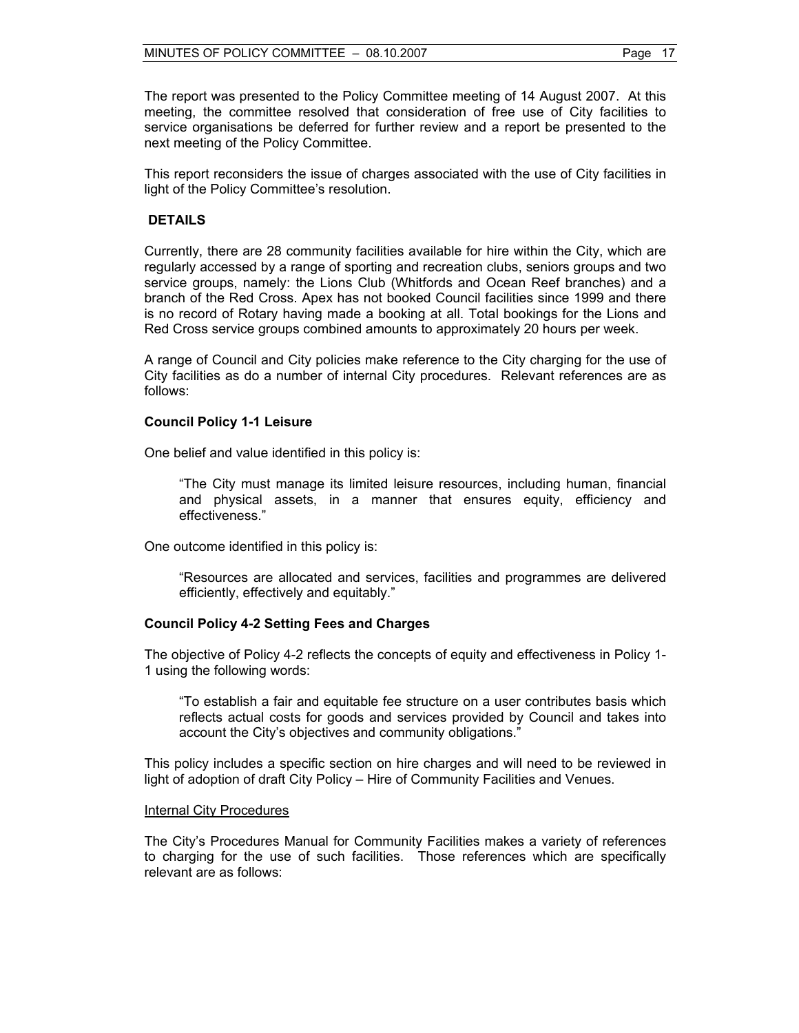The report was presented to the Policy Committee meeting of 14 August 2007. At this meeting, the committee resolved that consideration of free use of City facilities to service organisations be deferred for further review and a report be presented to the next meeting of the Policy Committee.

This report reconsiders the issue of charges associated with the use of City facilities in light of the Policy Committee's resolution.

## DETAILS

Currently, there are 28 community facilities available for hire within the City, which are regularly accessed by a range of sporting and recreation clubs, seniors groups and two service groups, namely: the Lions Club (Whitfords and Ocean Reef branches) and a branch of the Red Cross. Apex has not booked Council facilities since 1999 and there is no record of Rotary having made a booking at all. Total bookings for the Lions and Red Cross service groups combined amounts to approximately 20 hours per week.

A range of Council and City policies make reference to the City charging for the use of City facilities as do a number of internal City procedures. Relevant references are as follows:

**Council Policy 1-1 Leisure**

One belief and value identified in this policy is:

> "The City must manage its limited leisure resources, including human, financial and physical assets, in a manner that ensures equity, efficiency and effectiveness."

One outcome identified in this policy is:

> "Resources are allocated and services, facilities and programmes are delivered efficiently, effectively and equitably."

**Council Policy 4-2 Setting Fees and Charges**

The objective of Policy 4-2 reflects the concepts of equity and effectiveness in Policy 1-1 using the following words:

> "To establish a fair and equitable fee structure on a user contributes basis which reflects actual costs for goods and services provided by Council and takes into account the City's objectives and community obligations."

This policy includes a specific section on hire charges and will need to be reviewed in light of adoption of draft City Policy – Hire of Community Facilities and Venues.

<u>Internal City Procedures</u>

The City's Procedures Manual for Community Facilities makes a variety of references to charging for the use of such facilities. Those references which are specifically relevant are as follows: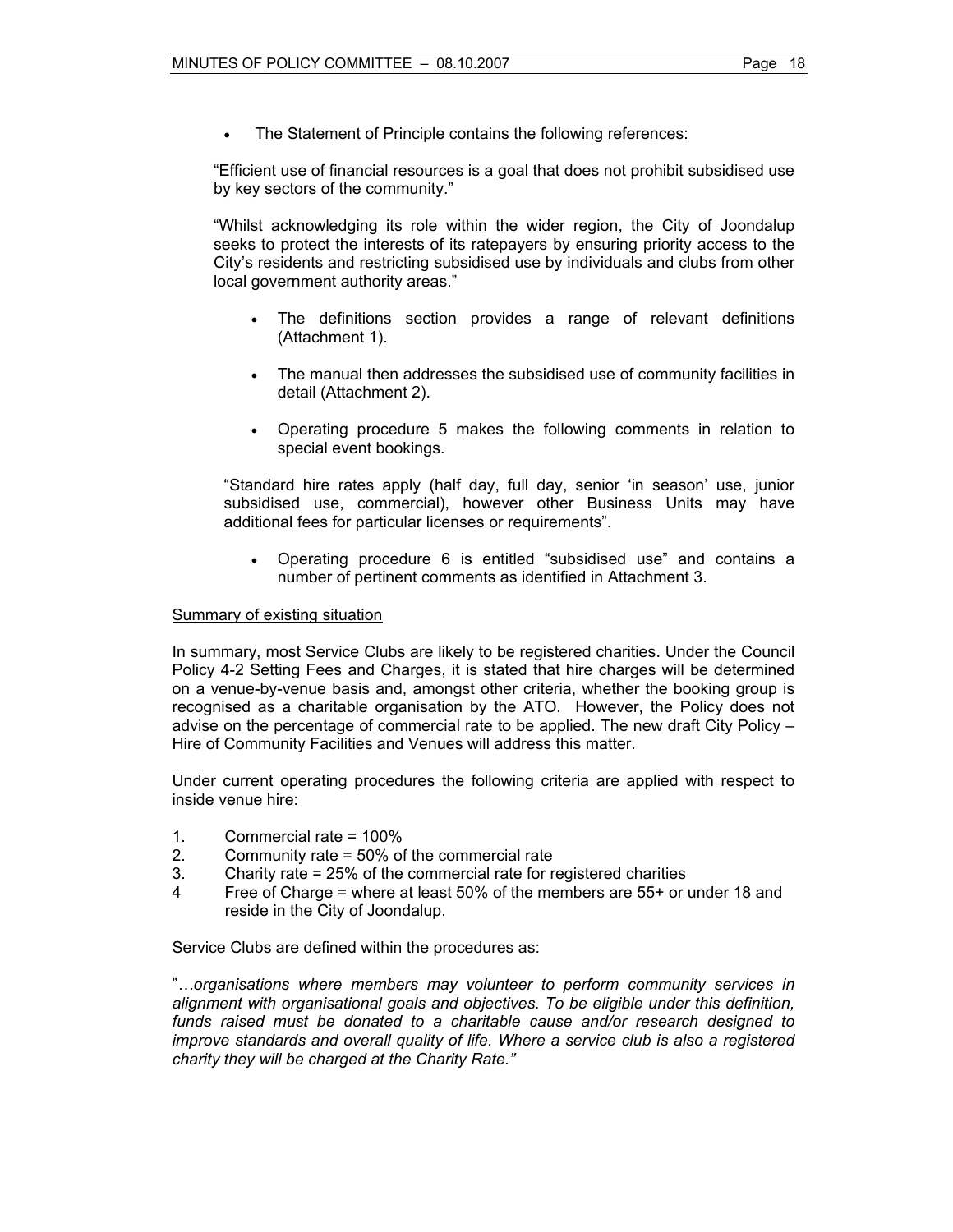- The Statement of Principle contains the following references:

"Efficient use of financial resources is a goal that does not prohibit subsidised use by key sectors of the community."

"Whilst acknowledging its role within the wider region, the City of Joondalup seeks to protect the interests of its ratepayers by ensuring priority access to the City's residents and restricting subsidised use by individuals and clubs from other local government authority areas."

- The definitions section provides a range of relevant definitions (Attachment 1).
- The manual then addresses the subsidised use of community facilities in detail (Attachment 2).
- Operating procedure 5 makes the following comments in relation to special event bookings.

"Standard hire rates apply (half day, full day, senior 'in season' use, junior subsidised use, commercial), however other Business Units may have additional fees for particular licenses or requirements".

- Operating procedure 6 is entitled "subsidised use" and contains a number of pertinent comments as identified in Attachment 3.

<u>Summary of existing situation</u>

In summary, most Service Clubs are likely to be registered charities. Under the Council Policy 4-2 Setting Fees and Charges, it is stated that hire charges will be determined on a venue-by-venue basis and, amongst other criteria, whether the booking group is recognised as a charitable organisation by the ATO. However, the Policy does not advise on the percentage of commercial rate to be applied. The new draft City Policy – Hire of Community Facilities and Venues will address this matter.

Under current operating procedures the following criteria are applied with respect to inside venue hire:

1. Commercial rate = 100%
2. Community rate = 50% of the commercial rate
3. Charity rate = 25% of the commercial rate for registered charities
4. Free of Charge = where at least 50% of the members are 55+ or under 18 and reside in the City of Joondalup.

Service Clubs are defined within the procedures as:

"*…organisations where members may volunteer to perform community services in alignment with organisational goals and objectives. To be eligible under this definition, funds raised must be donated to a charitable cause and/or research designed to improve standards and overall quality of life. Where a service club is also a registered charity they will be charged at the Charity Rate."*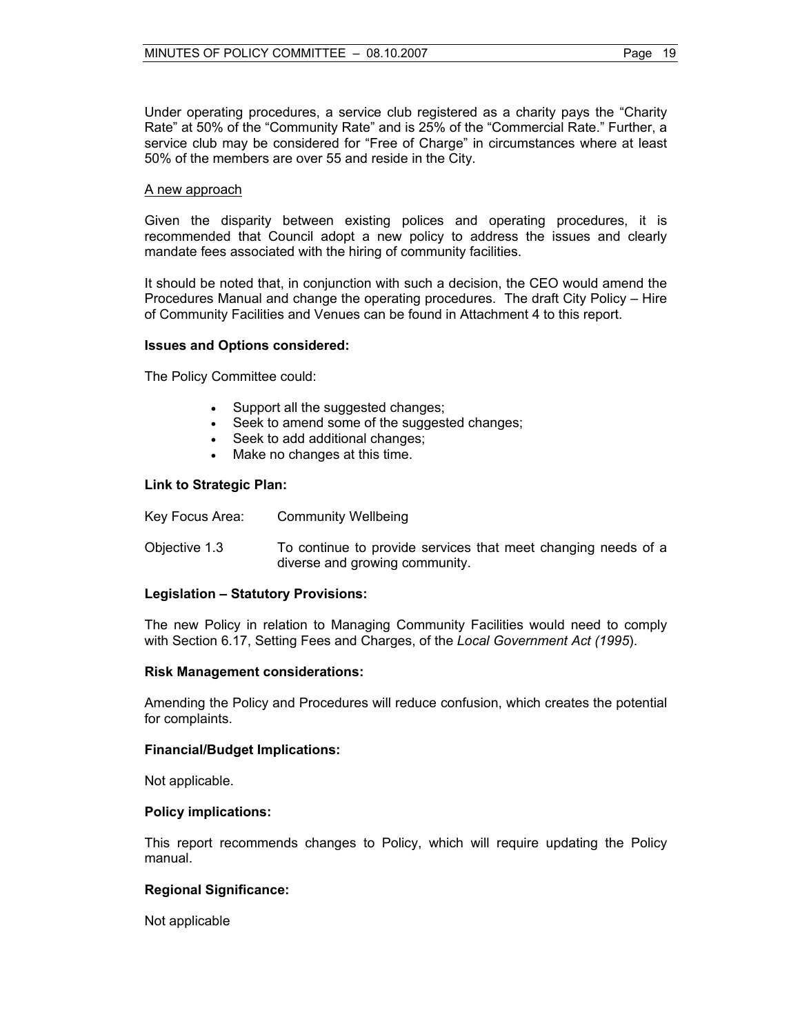Under operating procedures, a service club registered as a charity pays the "Charity Rate" at 50% of the "Community Rate" and is 25% of the "Commercial Rate." Further, a service club may be considered for "Free of Charge" in circumstances where at least 50% of the members are over 55 and reside in the City.

A new approach

Given the disparity between existing polices and operating procedures, it is recommended that Council adopt a new policy to address the issues and clearly mandate fees associated with the hiring of community facilities.

It should be noted that, in conjunction with such a decision, the CEO would amend the Procedures Manual and change the operating procedures. The draft City Policy – Hire of Community Facilities and Venues can be found in Attachment 4 to this report.

**Issues and Options considered:**

The Policy Committee could:

- Support all the suggested changes;
- Seek to amend some of the suggested changes;
- Seek to add additional changes;
- Make no changes at this time.

**Link to Strategic Plan:**

Key Focus Area: Community Wellbeing

Objective 1.3 To continue to provide services that meet changing needs of a diverse and growing community.

**Legislation – Statutory Provisions:**

The new Policy in relation to Managing Community Facilities would need to comply with Section 6.17, Setting Fees and Charges, of the *Local Government Act (1995*).

**Risk Management considerations:**

Amending the Policy and Procedures will reduce confusion, which creates the potential for complaints.

**Financial/Budget Implications:**

Not applicable.

**Policy implications:**

This report recommends changes to Policy, which will require updating the Policy manual.

**Regional Significance:**

Not applicable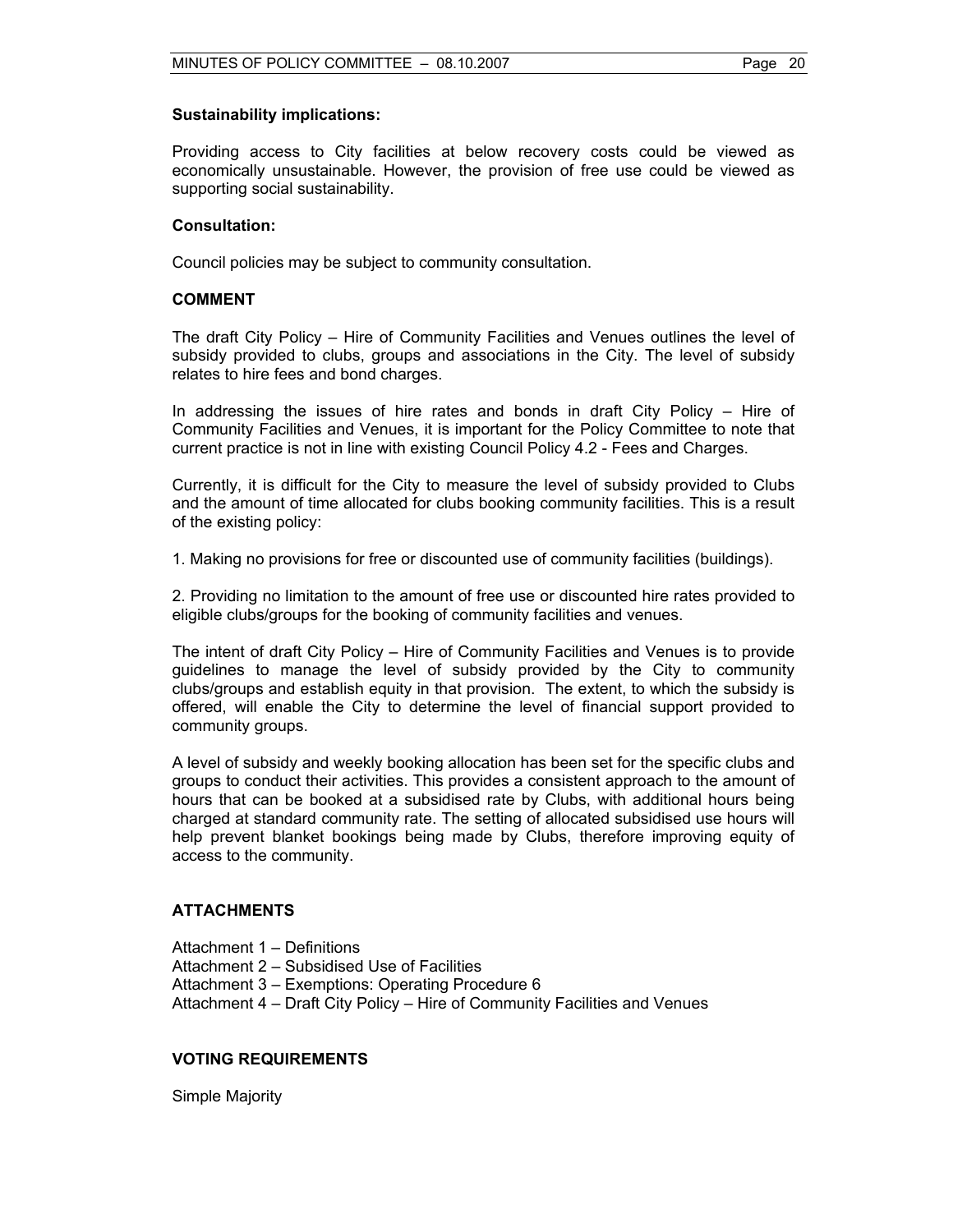**Sustainability implications:**

Providing access to City facilities at below recovery costs could be viewed as economically unsustainable. However, the provision of free use could be viewed as supporting social sustainability.

**Consultation:**

Council policies may be subject to community consultation.

## COMMENT

The draft City Policy – Hire of Community Facilities and Venues outlines the level of subsidy provided to clubs, groups and associations in the City. The level of subsidy relates to hire fees and bond charges.

In addressing the issues of hire rates and bonds in draft City Policy – Hire of Community Facilities and Venues, it is important for the Policy Committee to note that current practice is not in line with existing Council Policy 4.2 - Fees and Charges.

Currently, it is difficult for the City to measure the level of subsidy provided to Clubs and the amount of time allocated for clubs booking community facilities. This is a result of the existing policy:

1. Making no provisions for free or discounted use of community facilities (buildings).

2. Providing no limitation to the amount of free use or discounted hire rates provided to eligible clubs/groups for the booking of community facilities and venues.

The intent of draft City Policy – Hire of Community Facilities and Venues is to provide guidelines to manage the level of subsidy provided by the City to community clubs/groups and establish equity in that provision. The extent, to which the subsidy is offered, will enable the City to determine the level of financial support provided to community groups.

A level of subsidy and weekly booking allocation has been set for the specific clubs and groups to conduct their activities. This provides a consistent approach to the amount of hours that can be booked at a subsidised rate by Clubs, with additional hours being charged at standard community rate. The setting of allocated subsidised use hours will help prevent blanket bookings being made by Clubs, therefore improving equity of access to the community.

## ATTACHMENTS

Attachment 1 – Definitions
Attachment 2 – Subsidised Use of Facilities
Attachment 3 – Exemptions: Operating Procedure 6
Attachment 4 – Draft City Policy – Hire of Community Facilities and Venues

## VOTING REQUIREMENTS

Simple Majority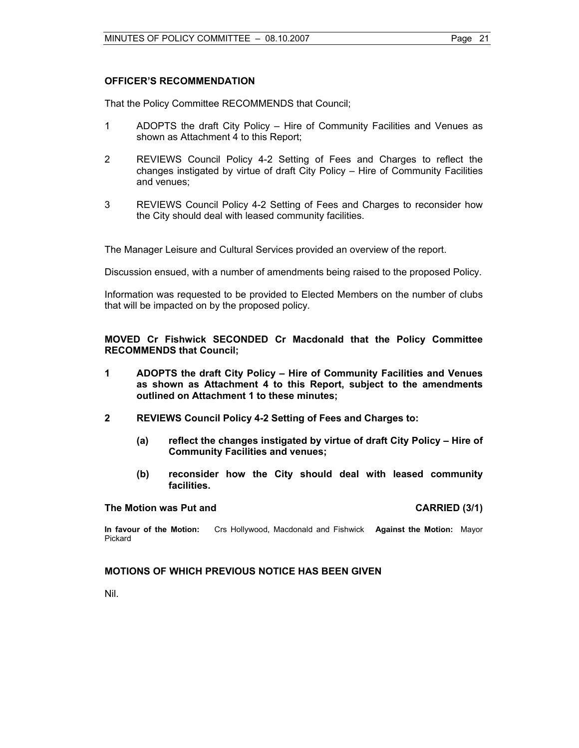**OFFICER'S RECOMMENDATION**

That the Policy Committee RECOMMENDS that Council;

1. ADOPTS the draft City Policy – Hire of Community Facilities and Venues as shown as Attachment 4 to this Report;

2. REVIEWS Council Policy 4-2 Setting of Fees and Charges to reflect the changes instigated by virtue of draft City Policy – Hire of Community Facilities and venues;

3. REVIEWS Council Policy 4-2 Setting of Fees and Charges to reconsider how the City should deal with leased community facilities.

The Manager Leisure and Cultural Services provided an overview of the report.

Discussion ensued, with a number of amendments being raised to the proposed Policy.

Information was requested to be provided to Elected Members on the number of clubs that will be impacted on by the proposed policy.

**MOVED Cr Fishwick SECONDED Cr Macdonald that the Policy Committee RECOMMENDS that Council;**

**1. ADOPTS the draft City Policy – Hire of Community Facilities and Venues as shown as Attachment 4 to this Report, subject to the amendments outlined on Attachment 1 to these minutes;**

**2. REVIEWS Council Policy 4-2 Setting of Fees and Charges to:**

**(a) reflect the changes instigated by virtue of draft City Policy – Hire of Community Facilities and venues;**

**(b) reconsider how the City should deal with leased community facilities.**

**The Motion was Put and CARRIED (3/1)**

**In favour of the Motion:** Crs Hollywood, Macdonald and Fishwick **Against the Motion:** Mayor Pickard

## MOTIONS OF WHICH PREVIOUS NOTICE HAS BEEN GIVEN

Nil.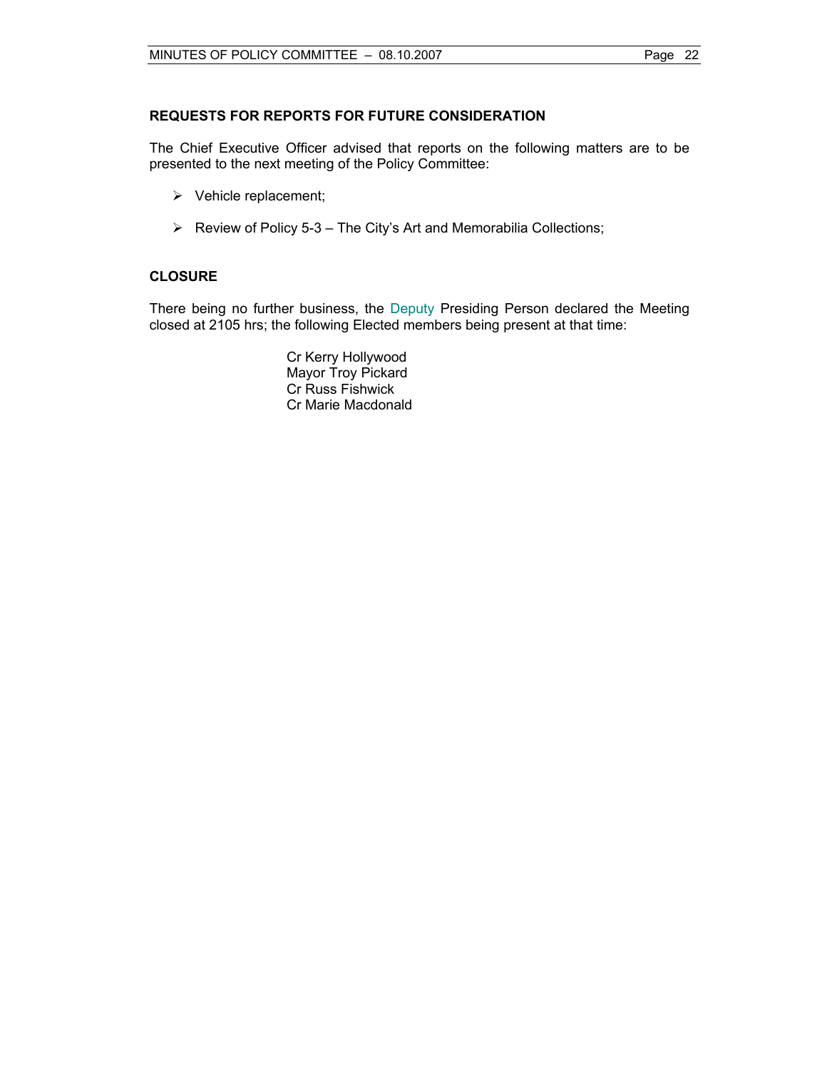## REQUESTS FOR REPORTS FOR FUTURE CONSIDERATION

The Chief Executive Officer advised that reports on the following matters are to be presented to the next meeting of the Policy Committee:

- Vehicle replacement;
- Review of Policy 5-3 – The City's Art and Memorabilia Collections;

## CLOSURE

There being no further business, the Deputy Presiding Person declared the Meeting closed at 2105 hrs; the following Elected members being present at that time:

Cr Kerry Hollywood
Mayor Troy Pickard
Cr Russ Fishwick
Cr Marie Macdonald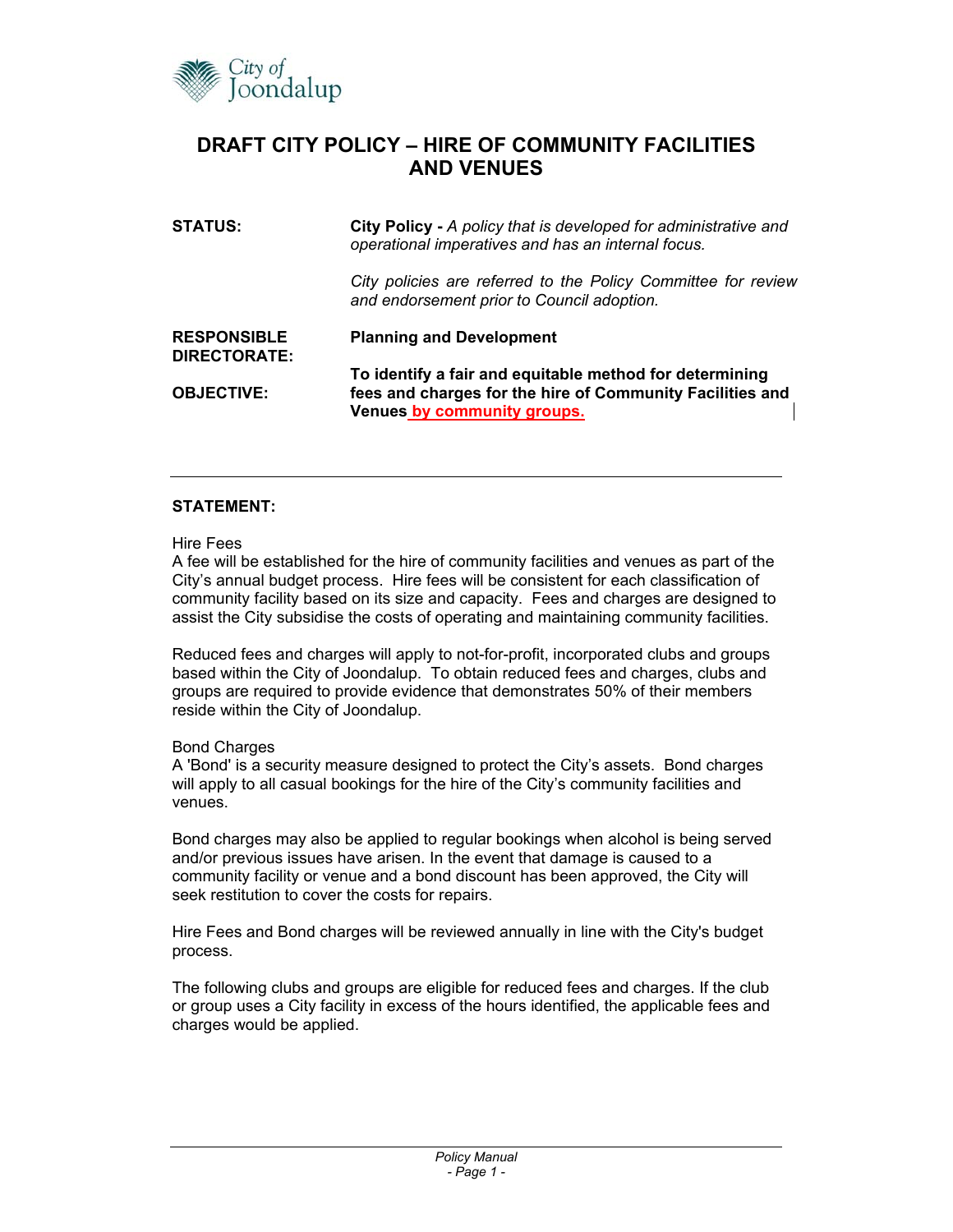# DRAFT CITY POLICY – HIRE OF COMMUNITY FACILITIES AND VENUES

**STATUS:** **City Policy -** *A policy that is developed for administrative and operational imperatives and has an internal focus.*

*City policies are referred to the Policy Committee for review and endorsement prior to Council adoption.*

**RESPONSIBLE DIRECTORATE:** **Planning and Development**

**OBJECTIVE:** **To identify a fair and equitable method for determining fees and charges for the hire of Community Facilities and Venues by community groups.**

---

**STATEMENT:**

Hire Fees
A fee will be established for the hire of community facilities and venues as part of the City's annual budget process. Hire fees will be consistent for each classification of community facility based on its size and capacity. Fees and charges are designed to assist the City subsidise the costs of operating and maintaining community facilities.

Reduced fees and charges will apply to not-for-profit, incorporated clubs and groups based within the City of Joondalup. To obtain reduced fees and charges, clubs and groups are required to provide evidence that demonstrates 50% of their members reside within the City of Joondalup.

Bond Charges
A 'Bond' is a security measure designed to protect the City's assets. Bond charges will apply to all casual bookings for the hire of the City's community facilities and venues.

Bond charges may also be applied to regular bookings when alcohol is being served and/or previous issues have arisen. In the event that damage is caused to a community facility or venue and a bond discount has been approved, the City will seek restitution to cover the costs for repairs.

Hire Fees and Bond charges will be reviewed annually in line with the City's budget process.

The following clubs and groups are eligible for reduced fees and charges. If the club or group uses a City facility in excess of the hours identified, the applicable fees and charges would be applied.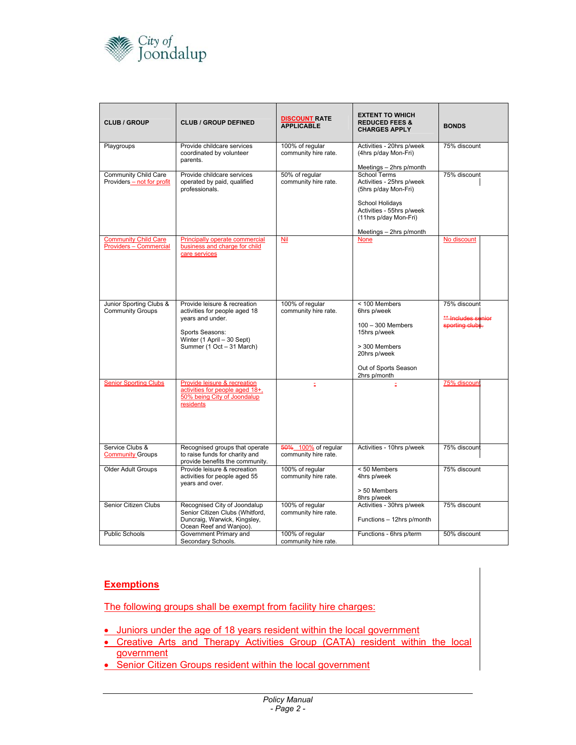| CLUB / GROUP | CLUB / GROUP DEFINED | DISCOUNT RATE APPLICABLE | EXTENT TO WHICH REDUCED FEES & CHARGES APPLY | BONDS |
|---|---|---|---|---|
| Playgroups | Provide childcare services coordinated by volunteer parents. | 100% of regular community hire rate. | Activities - 20hrs p/week (4hrs p/day Mon-Fri)<br><br>Meetings – 2hrs p/month | 75% discount |
| Community Child Care Providers – not for profit | Provide childcare services operated by paid, qualified professionals. | 50% of regular community hire rate. | School Terms Activities - 25hrs p/week (5hrs p/day Mon-Fri)<br><br>School Holidays Activities - 55hrs p/week (11hrs p/day Mon-Fri)<br><br>Meetings – 2hrs p/month | 75% discount |
| Community Child Care Providers – Commercial | Principally operate commercial business and charge for child care services | Nil | None | No discount |
| Junior Sporting Clubs & Community Groups | Provide leisure & recreation activities for people aged 18 years and under.<br><br>Sports Seasons:<br>Winter (1 April – 30 Sept)<br>Summer (1 Oct – 31 March) | 100% of regular community hire rate. | < 100 Members<br>6hrs p/week<br><br>100 – 300 Members<br>15hrs p/week<br><br>> 300 Members<br>20hrs p/week<br><br>Out of Sports Season<br>2hrs p/month | 75% discount<br><br>~~** Includes senior sporting clubs.~~ |
| Senior Sporting Clubs | Provide leisure & recreation activities for people aged 18+, 50% being City of Joondalup residents | - | - | 75% discount |
| Service Clubs & Community Groups | Recognised groups that operate to raise funds for charity and provide benefits the community. | ~~50%~~ 100% of regular community hire rate. | Activities - 10hrs p/week | 75% discount |
| Older Adult Groups | Provide leisure & recreation activities for people aged 55 years and over. | 100% of regular community hire rate. | < 50 Members<br>4hrs p/week<br><br>> 50 Members<br>8hrs p/week | 75% discount |
| Senior Citizen Clubs | Recognised City of Joondalup Senior Citizen Clubs (Whitford, Duncraig, Warwick, Kingsley, Ocean Reef and Wanjoo). | 100% of regular community hire rate. | Activities - 30hrs p/week<br><br>Functions – 12hrs p/month | 75% discount |
| Public Schools | Government Primary and Secondary Schools. | 100% of regular community hire rate. | Functions - 6hrs p/term | 50% discount |

## Exemptions

The following groups shall be exempt from facility hire charges:

- Juniors under the age of 18 years resident within the local government
- Creative Arts and Therapy Activities Group (CATA) resident within the local government
- Senior Citizen Groups resident within the local government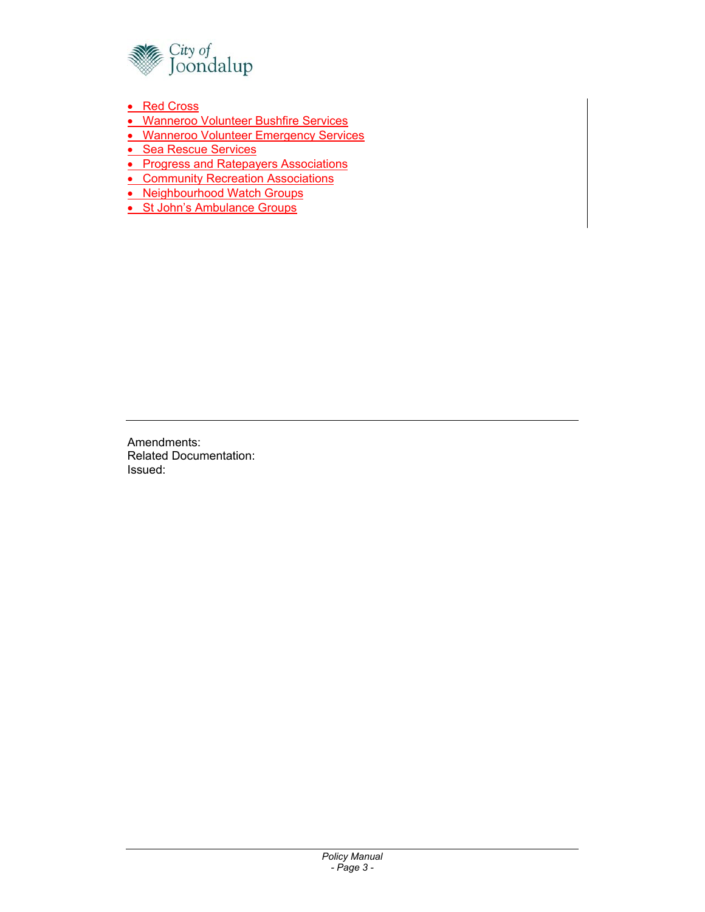- Red Cross
- Wanneroo Volunteer Bushfire Services
- Wanneroo Volunteer Emergency Services
- Sea Rescue Services
- Progress and Ratepayers Associations
- Community Recreation Associations
- Neighbourhood Watch Groups
- St John's Ambulance Groups

---

Amendments:
Related Documentation:
Issued: